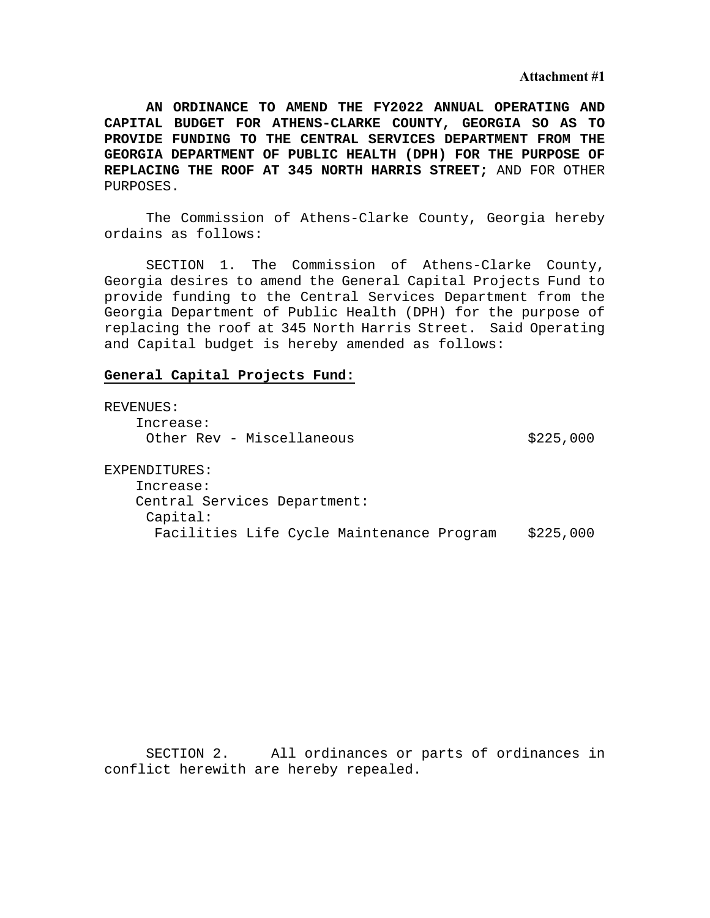**Attachment #1**

**AN ORDINANCE TO AMEND THE FY2022 ANNUAL OPERATING AND CAPITAL BUDGET FOR ATHENS-CLARKE COUNTY, GEORGIA SO AS TO PROVIDE FUNDING TO THE CENTRAL SERVICES DEPARTMENT FROM THE GEORGIA DEPARTMENT OF PUBLIC HEALTH (DPH) FOR THE PURPOSE OF REPLACING THE ROOF AT 345 NORTH HARRIS STREET;** AND FOR OTHER PURPOSES.

The Commission of Athens-Clarke County, Georgia hereby ordains as follows:

SECTION 1. The Commission of Athens-Clarke County, Georgia desires to amend the General Capital Projects Fund to provide funding to the Central Services Department from the Georgia Department of Public Health (DPH) for the purpose of replacing the roof at 345 North Harris Street. Said Operating and Capital budget is hereby amended as follows:

**General Capital Projects Fund:**

REVENUES:
Increase:
Other Rev - Miscellaneous $225,000

EXPENDITURES:
Increase:
Central Services Department:
Capital:
Facilities Life Cycle Maintenance Program $225,000

SECTION 2. All ordinances or parts of ordinances in conflict herewith are hereby repealed.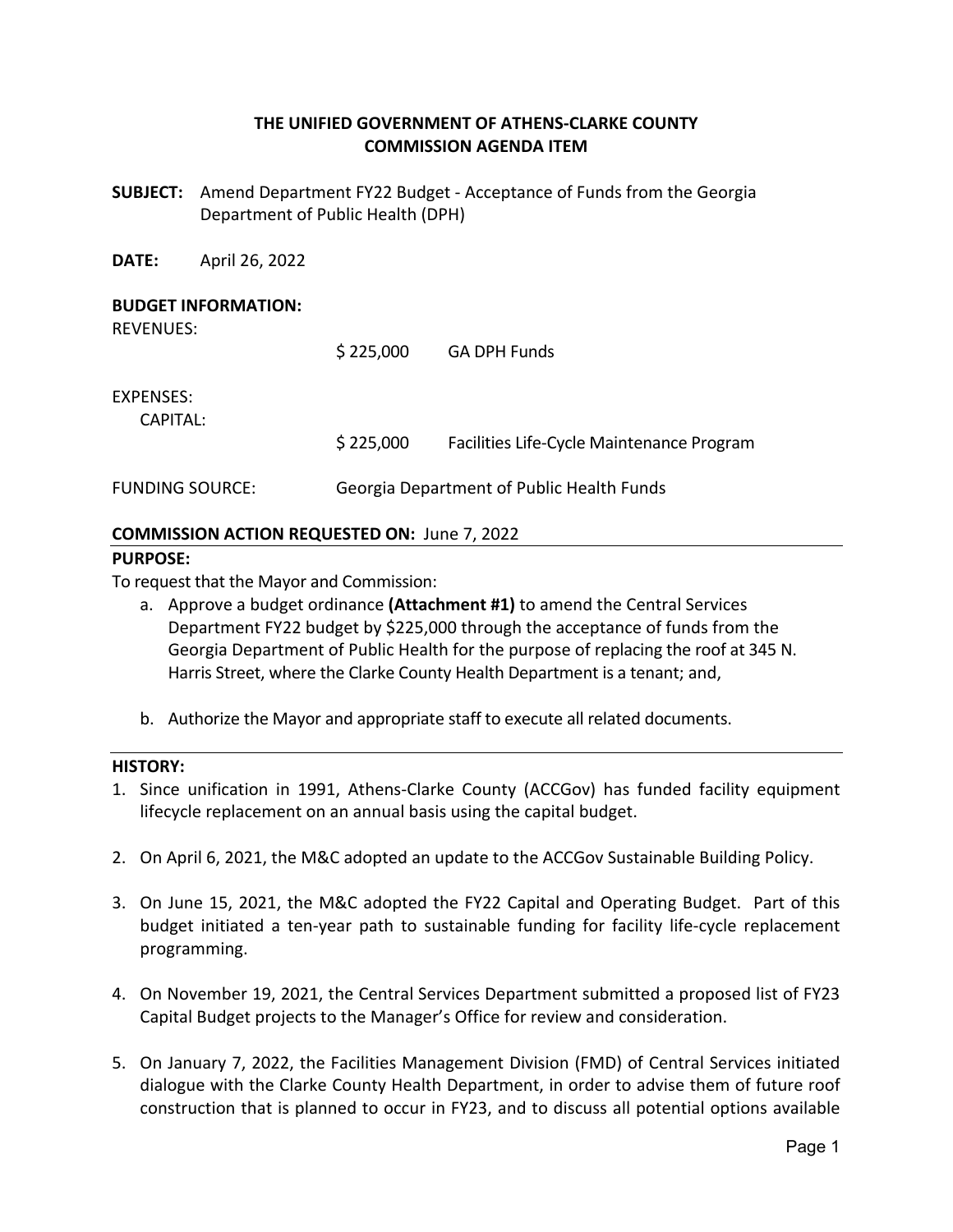**THE UNIFIED GOVERNMENT OF ATHENS-CLARKE COUNTY**
**COMMISSION AGENDA ITEM**

**SUBJECT:** Amend Department FY22 Budget - Acceptance of Funds from the Georgia Department of Public Health (DPH)

**DATE:** April 26, 2022

**BUDGET INFORMATION:**

REVENUES:

| | | |
|---|---|---|
| | $ 225,000 | GA DPH Funds |

EXPENSES:
CAPITAL:

| | | |
|---|---|---|
| | $ 225,000 | Facilities Life-Cycle Maintenance Program |

FUNDING SOURCE: Georgia Department of Public Health Funds

**COMMISSION ACTION REQUESTED ON:** June 7, 2022

**PURPOSE:**

To request that the Mayor and Commission:

a. Approve a budget ordinance **(Attachment #1)** to amend the Central Services Department FY22 budget by $225,000 through the acceptance of funds from the Georgia Department of Public Health for the purpose of replacing the roof at 345 N. Harris Street, where the Clarke County Health Department is a tenant; and,

b. Authorize the Mayor and appropriate staff to execute all related documents.

**HISTORY:**

1. Since unification in 1991, Athens-Clarke County (ACCGov) has funded facility equipment lifecycle replacement on an annual basis using the capital budget.

2. On April 6, 2021, the M&C adopted an update to the ACCGov Sustainable Building Policy.

3. On June 15, 2021, the M&C adopted the FY22 Capital and Operating Budget. Part of this budget initiated a ten-year path to sustainable funding for facility life-cycle replacement programming.

4. On November 19, 2021, the Central Services Department submitted a proposed list of FY23 Capital Budget projects to the Manager's Office for review and consideration.

5. On January 7, 2022, the Facilities Management Division (FMD) of Central Services initiated dialogue with the Clarke County Health Department, in order to advise them of future roof construction that is planned to occur in FY23, and to discuss all potential options available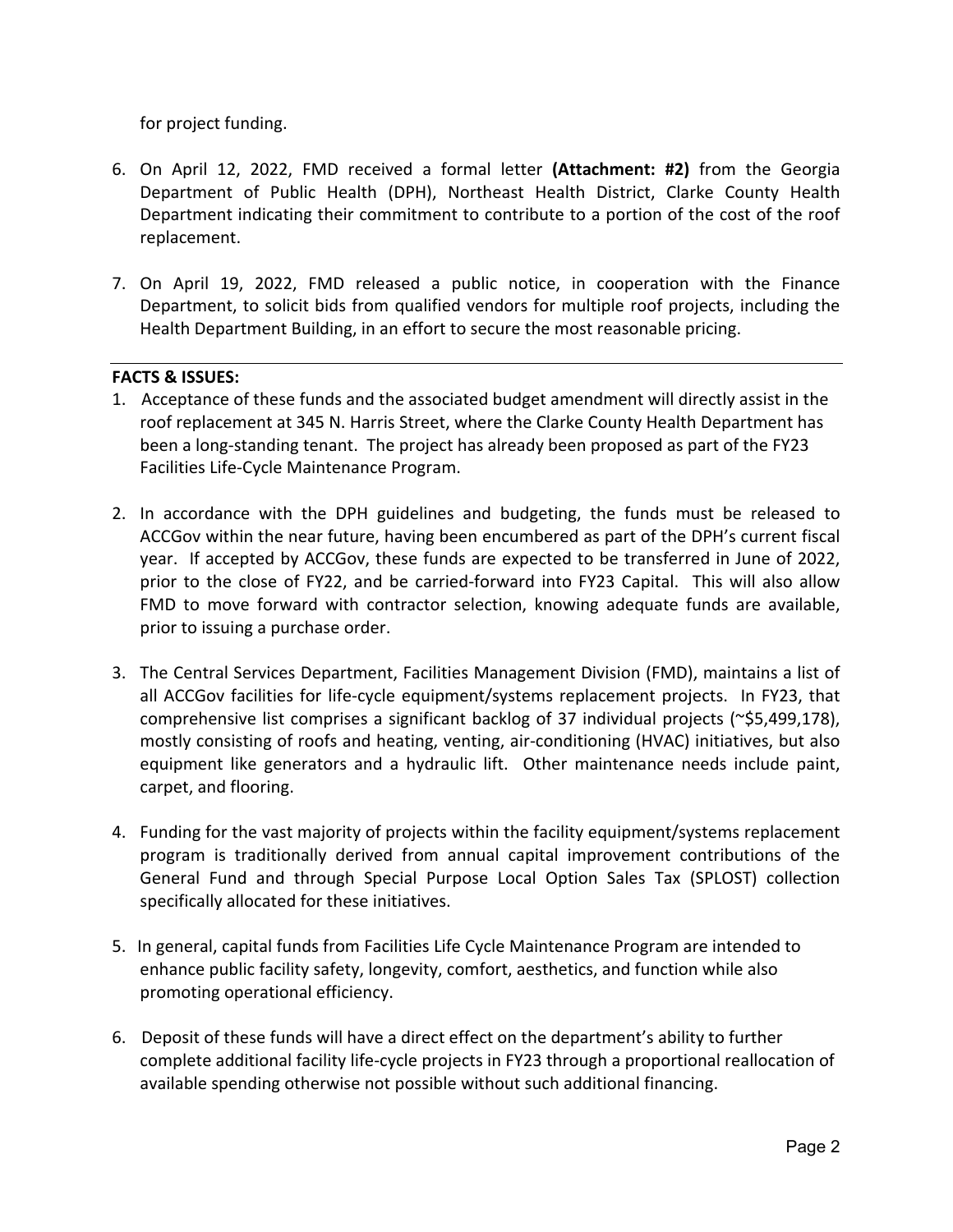for project funding.

6. On April 12, 2022, FMD received a formal letter **(Attachment: #2)** from the Georgia Department of Public Health (DPH), Northeast Health District, Clarke County Health Department indicating their commitment to contribute to a portion of the cost of the roof replacement.

7. On April 19, 2022, FMD released a public notice, in cooperation with the Finance Department, to solicit bids from qualified vendors for multiple roof projects, including the Health Department Building, in an effort to secure the most reasonable pricing.

---

**FACTS & ISSUES:**

1. Acceptance of these funds and the associated budget amendment will directly assist in the roof replacement at 345 N. Harris Street, where the Clarke County Health Department has been a long-standing tenant. The project has already been proposed as part of the FY23 Facilities Life-Cycle Maintenance Program.

2. In accordance with the DPH guidelines and budgeting, the funds must be released to ACCGov within the near future, having been encumbered as part of the DPH's current fiscal year. If accepted by ACCGov, these funds are expected to be transferred in June of 2022, prior to the close of FY22, and be carried-forward into FY23 Capital. This will also allow FMD to move forward with contractor selection, knowing adequate funds are available, prior to issuing a purchase order.

3. The Central Services Department, Facilities Management Division (FMD), maintains a list of all ACCGov facilities for life-cycle equipment/systems replacement projects. In FY23, that comprehensive list comprises a significant backlog of 37 individual projects (~$5,499,178), mostly consisting of roofs and heating, venting, air-conditioning (HVAC) initiatives, but also equipment like generators and a hydraulic lift. Other maintenance needs include paint, carpet, and flooring.

4. Funding for the vast majority of projects within the facility equipment/systems replacement program is traditionally derived from annual capital improvement contributions of the General Fund and through Special Purpose Local Option Sales Tax (SPLOST) collection specifically allocated for these initiatives.

5. In general, capital funds from Facilities Life Cycle Maintenance Program are intended to enhance public facility safety, longevity, comfort, aesthetics, and function while also promoting operational efficiency.

6. Deposit of these funds will have a direct effect on the department's ability to further complete additional facility life-cycle projects in FY23 through a proportional reallocation of available spending otherwise not possible without such additional financing.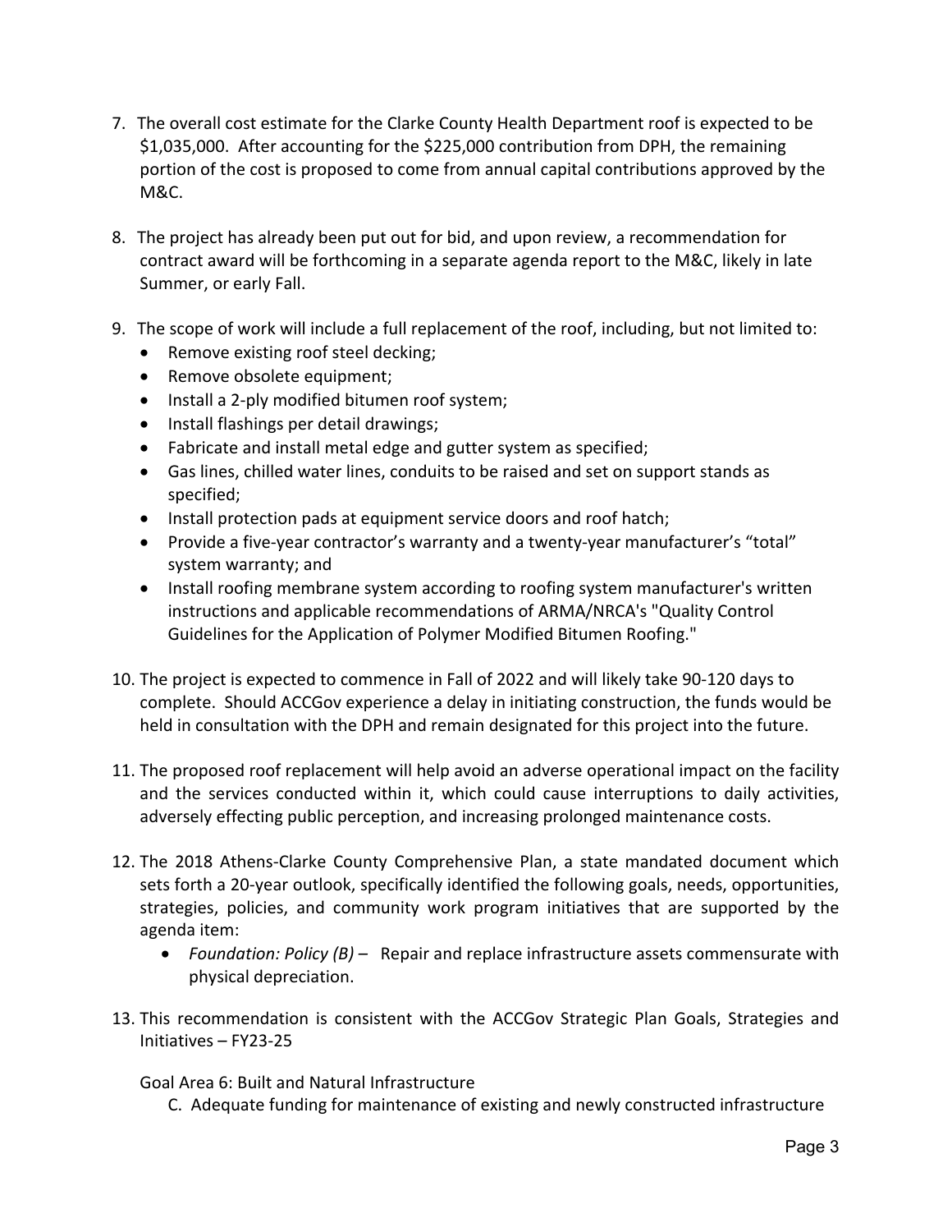7. The overall cost estimate for the Clarke County Health Department roof is expected to be $1,035,000. After accounting for the $225,000 contribution from DPH, the remaining portion of the cost is proposed to come from annual capital contributions approved by the M&C.

8. The project has already been put out for bid, and upon review, a recommendation for contract award will be forthcoming in a separate agenda report to the M&C, likely in late Summer, or early Fall.

9. The scope of work will include a full replacement of the roof, including, but not limited to:
   - Remove existing roof steel decking;
   - Remove obsolete equipment;
   - Install a 2-ply modified bitumen roof system;
   - Install flashings per detail drawings;
   - Fabricate and install metal edge and gutter system as specified;
   - Gas lines, chilled water lines, conduits to be raised and set on support stands as specified;
   - Install protection pads at equipment service doors and roof hatch;
   - Provide a five-year contractor's warranty and a twenty-year manufacturer's "total" system warranty; and
   - Install roofing membrane system according to roofing system manufacturer's written instructions and applicable recommendations of ARMA/NRCA's "Quality Control Guidelines for the Application of Polymer Modified Bitumen Roofing."

10. The project is expected to commence in Fall of 2022 and will likely take 90-120 days to complete. Should ACCGov experience a delay in initiating construction, the funds would be held in consultation with the DPH and remain designated for this project into the future.

11. The proposed roof replacement will help avoid an adverse operational impact on the facility and the services conducted within it, which could cause interruptions to daily activities, adversely effecting public perception, and increasing prolonged maintenance costs.

12. The 2018 Athens-Clarke County Comprehensive Plan, a state mandated document which sets forth a 20-year outlook, specifically identified the following goals, needs, opportunities, strategies, policies, and community work program initiatives that are supported by the agenda item:
    - *Foundation: Policy (B)* – Repair and replace infrastructure assets commensurate with physical depreciation.

13. This recommendation is consistent with the ACCGov Strategic Plan Goals, Strategies and Initiatives – FY23-25

    Goal Area 6: Built and Natural Infrastructure

    C. Adequate funding for maintenance of existing and newly constructed infrastructure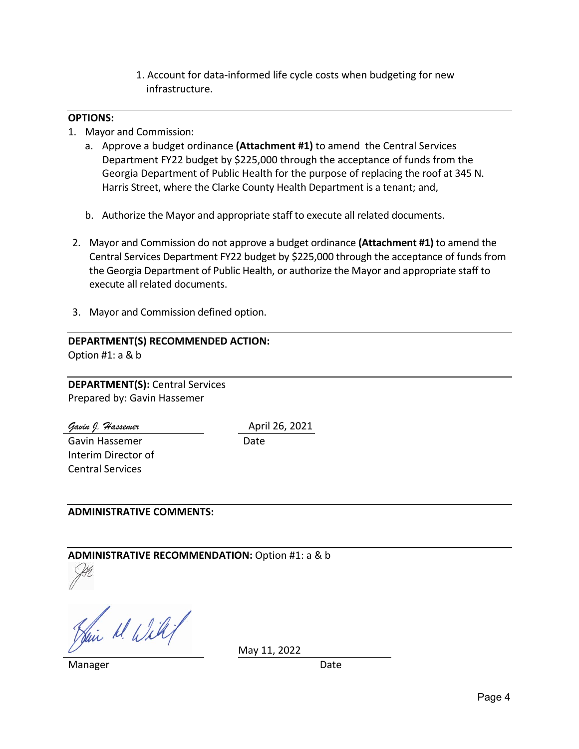1. Account for data-informed life cycle costs when budgeting for new infrastructure.

---

**OPTIONS:**

1. Mayor and Commission:
   a. Approve a budget ordinance **(Attachment #1)** to amend the Central Services Department FY22 budget by $225,000 through the acceptance of funds from the Georgia Department of Public Health for the purpose of replacing the roof at 345 N. Harris Street, where the Clarke County Health Department is a tenant; and,

   b. Authorize the Mayor and appropriate staff to execute all related documents.

2. Mayor and Commission do not approve a budget ordinance **(Attachment #1)** to amend the Central Services Department FY22 budget by $225,000 through the acceptance of funds from the Georgia Department of Public Health, or authorize the Mayor and appropriate staff to execute all related documents.

3. Mayor and Commission defined option.

---

**DEPARTMENT(S) RECOMMENDED ACTION:**
Option #1: a & b

---

**DEPARTMENT(S):** Central Services
Prepared by: Gavin Hassemer

*Gavin J. Hassemer* — April 26, 2021

Gavin Hassemer
Interim Director of
Central Services

Date

---

**ADMINISTRATIVE COMMENTS:**

---

**ADMINISTRATIVE RECOMMENDATION:** Option #1: a & b

May 11, 2022

Manager — Date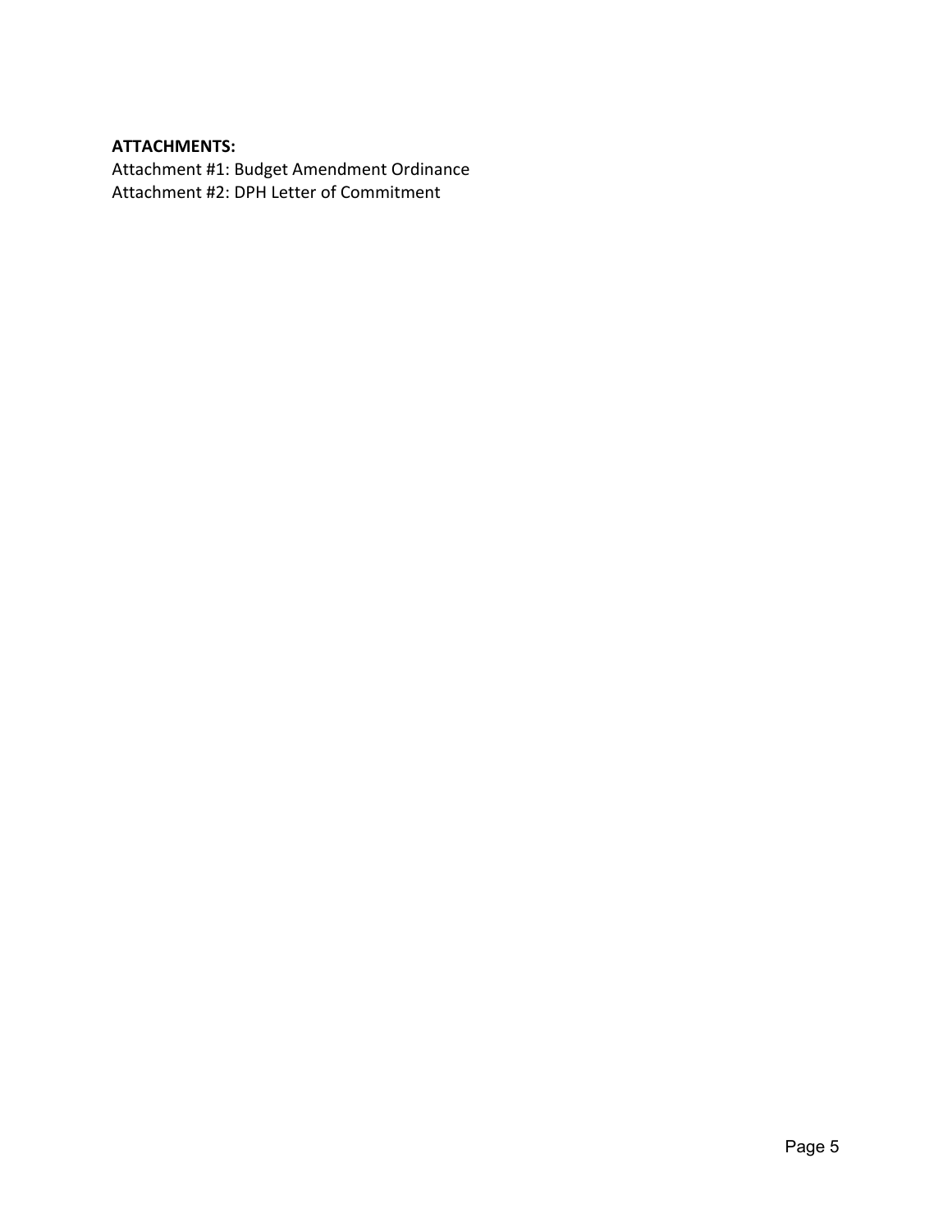**ATTACHMENTS:**

Attachment #1: Budget Amendment Ordinance
Attachment #2: DPH Letter of Commitment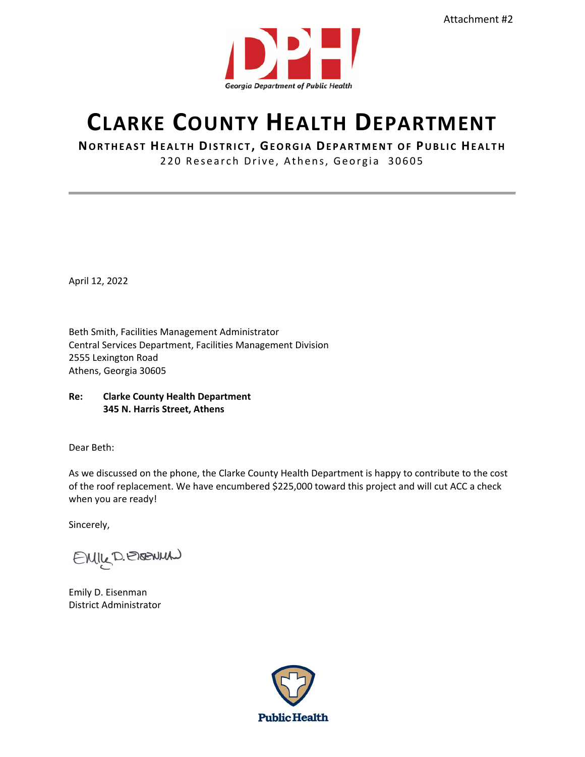Attachment #2

Georgia Department of Public Health

# CLARKE COUNTY HEALTH DEPARTMENT

**NORTHEAST HEALTH DISTRICT, GEORGIA DEPARTMENT OF PUBLIC HEALTH**

220 Research Drive, Athens, Georgia 30605

---

April 12, 2022

Beth Smith, Facilities Management Administrator
Central Services Department, Facilities Management Division
2555 Lexington Road
Athens, Georgia 30605

**Re: Clarke County Health Department**
**345 N. Harris Street, Athens**

Dear Beth:

As we discussed on the phone, the Clarke County Health Department is happy to contribute to the cost of the roof replacement. We have encumbered $225,000 toward this project and will cut ACC a check when you are ready!

Sincerely,

Emily D. Eisenman

Emily D. Eisenman
District Administrator

Public Health